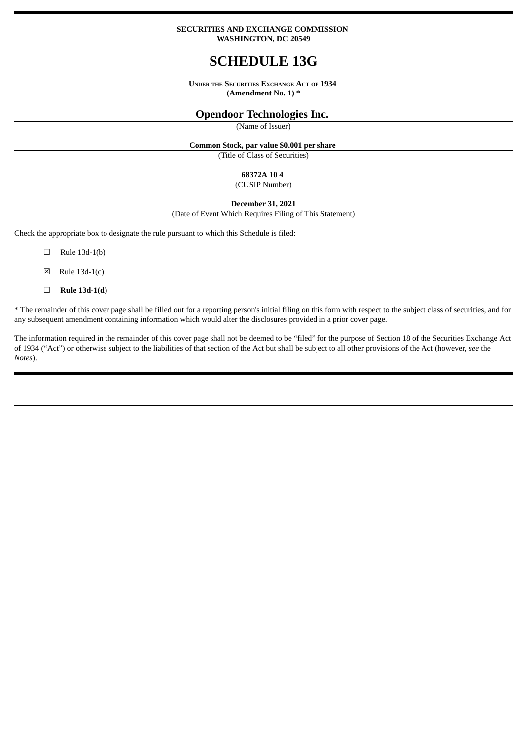**SECURITIES AND EXCHANGE COMMISSION**
**WASHINGTON, DC 20549**

# SCHEDULE 13G

**UNDER THE SECURITIES EXCHANGE ACT OF 1934**
**(Amendment No. 1) ***

## Opendoor Technologies Inc.

(Name of Issuer)

**Common Stock, par value $0.001 per share**

(Title of Class of Securities)

**68372A 10 4**

(CUSIP Number)

**December 31, 2021**

(Date of Event Which Requires Filing of This Statement)

Check the appropriate box to designate the rule pursuant to which this Schedule is filed:

☐ Rule 13d-1(b)

☒ Rule 13d-1(c)

☐ **Rule 13d-1(d)**

* The remainder of this cover page shall be filled out for a reporting person's initial filing on this form with respect to the subject class of securities, and for any subsequent amendment containing information which would alter the disclosures provided in a prior cover page.

The information required in the remainder of this cover page shall not be deemed to be "filed" for the purpose of Section 18 of the Securities Exchange Act of 1934 ("Act") or otherwise subject to the liabilities of that section of the Act but shall be subject to all other provisions of the Act (however, *see* the *Notes*).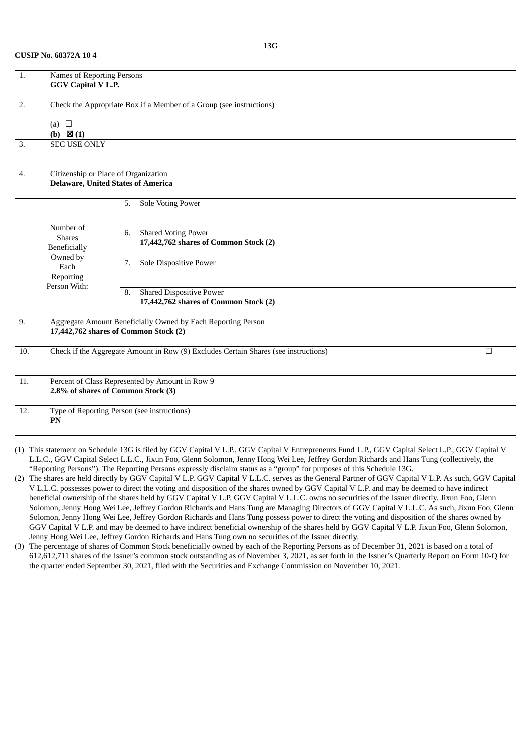**CUSIP No. 68372A 10 4**

**13G**

| | | | |
|---|---|---|---|
| 1. | Names of Reporting Persons<br>**GGV Capital V L.P.** | | |
| 2. | Check the Appropriate Box if a Member of a Group (see instructions)<br><br>(a) ☐<br>**(b) ☒ (1)** | | |
| 3. | SEC USE ONLY | | |
| 4. | Citizenship or Place of Organization<br>**Delaware, United States of America** | | |
| Number of Shares Beneficially Owned by Each Reporting Person With: | 5. | Sole Voting Power | |
| | 6. | Shared Voting Power<br>**17,442,762 shares of Common Stock (2)** | |
| | 7. | Sole Dispositive Power | |
| | 8. | Shared Dispositive Power<br>**17,442,762 shares of Common Stock (2)** | |
| 9. | Aggregate Amount Beneficially Owned by Each Reporting Person<br>**17,442,762 shares of Common Stock (2)** | | |
| 10. | Check if the Aggregate Amount in Row (9) Excludes Certain Shares (see instructions) | | ☐ |
| 11. | Percent of Class Represented by Amount in Row 9<br>**2.8% of shares of Common Stock (3)** | | |
| 12. | Type of Reporting Person (see instructions)<br>**PN** | | |

(1) This statement on Schedule 13G is filed by GGV Capital V L.P., GGV Capital V Entrepreneurs Fund L.P., GGV Capital Select L.P., GGV Capital V L.L.C., GGV Capital Select L.L.C., Jixun Foo, Glenn Solomon, Jenny Hong Wei Lee, Jeffrey Gordon Richards and Hans Tung (collectively, the "Reporting Persons"). The Reporting Persons expressly disclaim status as a "group" for purposes of this Schedule 13G.

(2) The shares are held directly by GGV Capital V L.P. GGV Capital V L.L.C. serves as the General Partner of GGV Capital V L.P. As such, GGV Capital V L.L.C. possesses power to direct the voting and disposition of the shares owned by GGV Capital V L.P. and may be deemed to have indirect beneficial ownership of the shares held by GGV Capital V L.P. GGV Capital V L.L.C. owns no securities of the Issuer directly. Jixun Foo, Glenn Solomon, Jenny Hong Wei Lee, Jeffrey Gordon Richards and Hans Tung are Managing Directors of GGV Capital V L.L.C. As such, Jixun Foo, Glenn Solomon, Jenny Hong Wei Lee, Jeffrey Gordon Richards and Hans Tung possess power to direct the voting and disposition of the shares owned by GGV Capital V L.P. and may be deemed to have indirect beneficial ownership of the shares held by GGV Capital V L.P. Jixun Foo, Glenn Solomon, Jenny Hong Wei Lee, Jeffrey Gordon Richards and Hans Tung own no securities of the Issuer directly.

(3) The percentage of shares of Common Stock beneficially owned by each of the Reporting Persons as of December 31, 2021 is based on a total of 612,612,711 shares of the Issuer's common stock outstanding as of November 3, 2021, as set forth in the Issuer's Quarterly Report on Form 10-Q for the quarter ended September 30, 2021, filed with the Securities and Exchange Commission on November 10, 2021.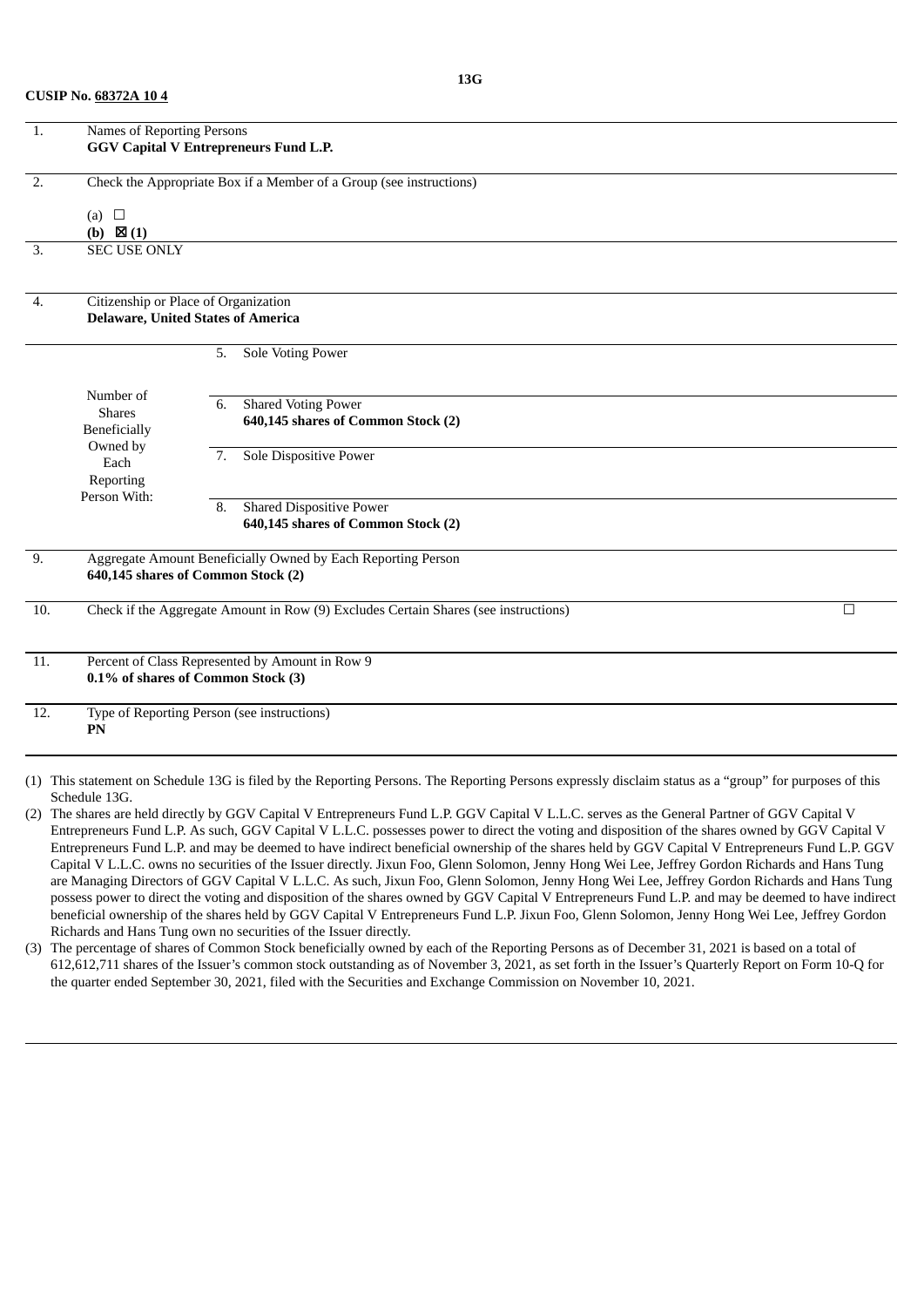**CUSIP No. 68372A 10 4**

**13G**

| | | | |
|---|---|---|---|
| 1. | Names of Reporting Persons<br>**GGV Capital V Entrepreneurs Fund L.P.** | | |
| 2. | Check the Appropriate Box if a Member of a Group (see instructions)<br><br>(a) ☐<br>**(b) ☒ (1)** | | |
| 3. | SEC USE ONLY | | |
| 4. | Citizenship or Place of Organization<br>**Delaware, United States of America** | | |
| Number of Shares Beneficially Owned by Each Reporting Person With: | 5. | Sole Voting Power | |
| | 6. | Shared Voting Power<br>**640,145 shares of Common Stock (2)** | |
| | 7. | Sole Dispositive Power | |
| | 8. | Shared Dispositive Power<br>**640,145 shares of Common Stock (2)** | |
| 9. | Aggregate Amount Beneficially Owned by Each Reporting Person<br>**640,145 shares of Common Stock (2)** | | |
| 10. | Check if the Aggregate Amount in Row (9) Excludes Certain Shares (see instructions) | | ☐ |
| 11. | Percent of Class Represented by Amount in Row 9<br>**0.1% of shares of Common Stock (3)** | | |
| 12. | Type of Reporting Person (see instructions)<br>**PN** | | |

(1) This statement on Schedule 13G is filed by the Reporting Persons. The Reporting Persons expressly disclaim status as a "group" for purposes of this Schedule 13G.

(2) The shares are held directly by GGV Capital V Entrepreneurs Fund L.P. GGV Capital V L.L.C. serves as the General Partner of GGV Capital V Entrepreneurs Fund L.P. As such, GGV Capital V L.L.C. possesses power to direct the voting and disposition of the shares owned by GGV Capital V Entrepreneurs Fund L.P. and may be deemed to have indirect beneficial ownership of the shares held by GGV Capital V Entrepreneurs Fund L.P. GGV Capital V L.L.C. owns no securities of the Issuer directly. Jixun Foo, Glenn Solomon, Jenny Hong Wei Lee, Jeffrey Gordon Richards and Hans Tung are Managing Directors of GGV Capital V L.L.C. As such, Jixun Foo, Glenn Solomon, Jenny Hong Wei Lee, Jeffrey Gordon Richards and Hans Tung possess power to direct the voting and disposition of the shares owned by GGV Capital V Entrepreneurs Fund L.P. and may be deemed to have indirect beneficial ownership of the shares held by GGV Capital V Entrepreneurs Fund L.P. Jixun Foo, Glenn Solomon, Jenny Hong Wei Lee, Jeffrey Gordon Richards and Hans Tung own no securities of the Issuer directly.

(3) The percentage of shares of Common Stock beneficially owned by each of the Reporting Persons as of December 31, 2021 is based on a total of 612,612,711 shares of the Issuer's common stock outstanding as of November 3, 2021, as set forth in the Issuer's Quarterly Report on Form 10-Q for the quarter ended September 30, 2021, filed with the Securities and Exchange Commission on November 10, 2021.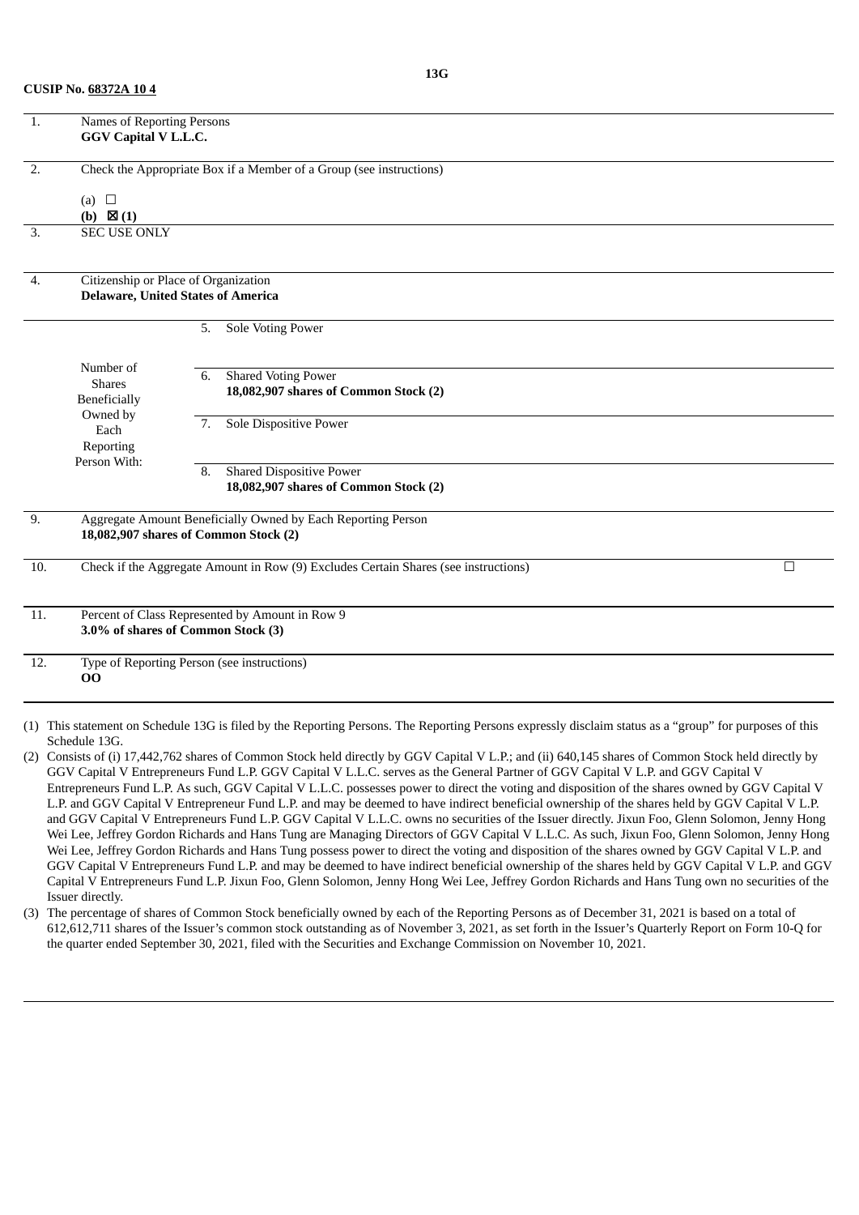CUSIP No. 68372A 10 4

13G

| | | | |
|---|---|---|---|
| 1. | Names of Reporting Persons<br>**GGV Capital V L.L.C.** | | |
| 2. | Check the Appropriate Box if a Member of a Group (see instructions)<br><br>(a) ☐<br>**(b) ☒ (1)** | | |
| 3. | SEC USE ONLY | | |
| 4. | Citizenship or Place of Organization<br>**Delaware, United States of America** | | |
| Number of Shares Beneficially Owned by Each Reporting Person With: | | 5. | Sole Voting Power |
| | | 6. | Shared Voting Power<br>**18,082,907 shares of Common Stock (2)** |
| | | 7. | Sole Dispositive Power |
| | | 8. | Shared Dispositive Power<br>**18,082,907 shares of Common Stock (2)** |
| 9. | Aggregate Amount Beneficially Owned by Each Reporting Person<br>**18,082,907 shares of Common Stock (2)** | | |
| 10. | Check if the Aggregate Amount in Row (9) Excludes Certain Shares (see instructions) ☐ | | |
| 11. | Percent of Class Represented by Amount in Row 9<br>**3.0% of shares of Common Stock (3)** | | |
| 12. | Type of Reporting Person (see instructions)<br>**OO** | | |

(1) This statement on Schedule 13G is filed by the Reporting Persons. The Reporting Persons expressly disclaim status as a "group" for purposes of this Schedule 13G.

(2) Consists of (i) 17,442,762 shares of Common Stock held directly by GGV Capital V L.P.; and (ii) 640,145 shares of Common Stock held directly by GGV Capital V Entrepreneurs Fund L.P. GGV Capital V L.L.C. serves as the General Partner of GGV Capital V L.P. and GGV Capital V Entrepreneurs Fund L.P. As such, GGV Capital V L.L.C. possesses power to direct the voting and disposition of the shares owned by GGV Capital V L.P. and GGV Capital V Entrepreneur Fund L.P. and may be deemed to have indirect beneficial ownership of the shares held by GGV Capital V L.P. and GGV Capital V Entrepreneurs Fund L.P. GGV Capital V L.L.C. owns no securities of the Issuer directly. Jixun Foo, Glenn Solomon, Jenny Hong Wei Lee, Jeffrey Gordon Richards and Hans Tung are Managing Directors of GGV Capital V L.L.C. As such, Jixun Foo, Glenn Solomon, Jenny Hong Wei Lee, Jeffrey Gordon Richards and Hans Tung possess power to direct the voting and disposition of the shares owned by GGV Capital V L.P. and GGV Capital V Entrepreneurs Fund L.P. and may be deemed to have indirect beneficial ownership of the shares held by GGV Capital V L.P. and GGV Capital V Entrepreneurs Fund L.P. Jixun Foo, Glenn Solomon, Jenny Hong Wei Lee, Jeffrey Gordon Richards and Hans Tung own no securities of the Issuer directly.

(3) The percentage of shares of Common Stock beneficially owned by each of the Reporting Persons as of December 31, 2021 is based on a total of 612,612,711 shares of the Issuer's common stock outstanding as of November 3, 2021, as set forth in the Issuer's Quarterly Report on Form 10-Q for the quarter ended September 30, 2021, filed with the Securities and Exchange Commission on November 10, 2021.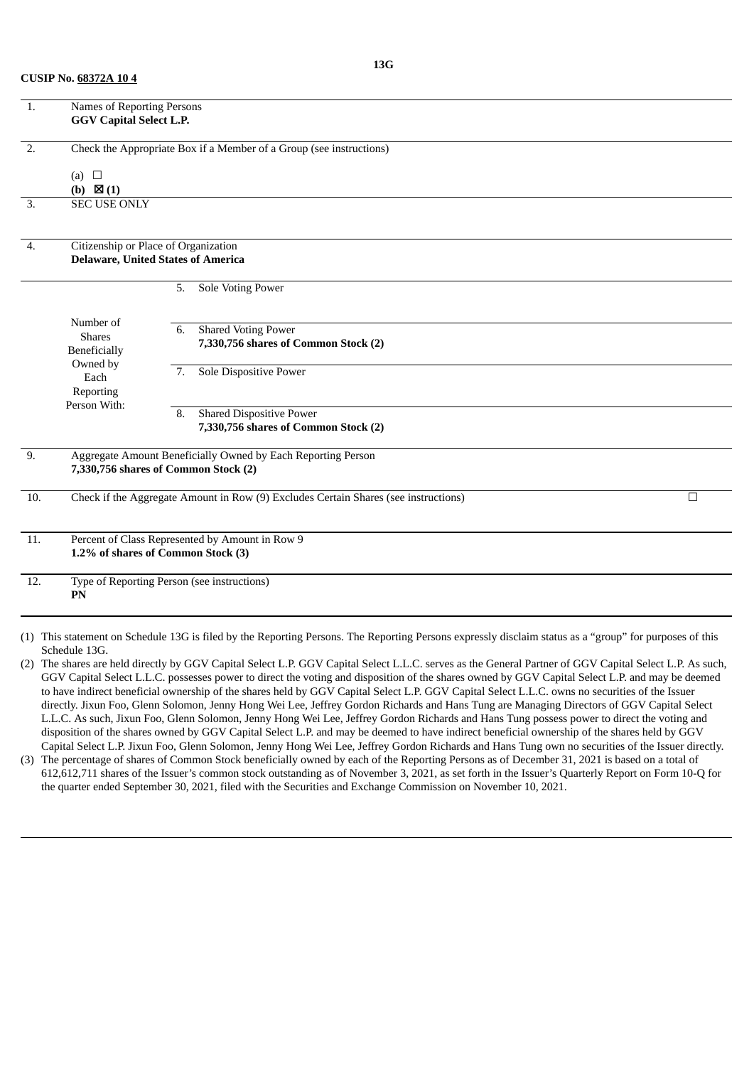**CUSIP No. 68372A 10 4**

**13G**

| | | | |
|---|---|---|---|
| 1. | Names of Reporting Persons<br>**GGV Capital Select L.P.** | | |
| 2. | Check the Appropriate Box if a Member of a Group (see instructions)<br><br>(a) ☐<br>**(b) ☒ (1)** | | |
| 3. | SEC USE ONLY | | |
| 4. | Citizenship or Place of Organization<br>**Delaware, United States of America** | | |
| Number of Shares Beneficially Owned by Each Reporting Person With: | | 5. | Sole Voting Power |
| | | 6. | Shared Voting Power<br>**7,330,756 shares of Common Stock (2)** |
| | | 7. | Sole Dispositive Power |
| | | 8. | Shared Dispositive Power<br>**7,330,756 shares of Common Stock (2)** |
| 9. | Aggregate Amount Beneficially Owned by Each Reporting Person<br>**7,330,756 shares of Common Stock (2)** | | |
| 10. | Check if the Aggregate Amount in Row (9) Excludes Certain Shares (see instructions) ☐ | | |
| 11. | Percent of Class Represented by Amount in Row 9<br>**1.2% of shares of Common Stock (3)** | | |
| 12. | Type of Reporting Person (see instructions)<br>**PN** | | |

(1) This statement on Schedule 13G is filed by the Reporting Persons. The Reporting Persons expressly disclaim status as a "group" for purposes of this Schedule 13G.

(2) The shares are held directly by GGV Capital Select L.P. GGV Capital Select L.L.C. serves as the General Partner of GGV Capital Select L.P. As such, GGV Capital Select L.L.C. possesses power to direct the voting and disposition of the shares owned by GGV Capital Select L.P. and may be deemed to have indirect beneficial ownership of the shares held by GGV Capital Select L.P. GGV Capital Select L.L.C. owns no securities of the Issuer directly. Jixun Foo, Glenn Solomon, Jenny Hong Wei Lee, Jeffrey Gordon Richards and Hans Tung are Managing Directors of GGV Capital Select L.L.C. As such, Jixun Foo, Glenn Solomon, Jenny Hong Wei Lee, Jeffrey Gordon Richards and Hans Tung possess power to direct the voting and disposition of the shares owned by GGV Capital Select L.P. and may be deemed to have indirect beneficial ownership of the shares held by GGV Capital Select L.P. Jixun Foo, Glenn Solomon, Jenny Hong Wei Lee, Jeffrey Gordon Richards and Hans Tung own no securities of the Issuer directly.

(3) The percentage of shares of Common Stock beneficially owned by each of the Reporting Persons as of December 31, 2021 is based on a total of 612,612,711 shares of the Issuer's common stock outstanding as of November 3, 2021, as set forth in the Issuer's Quarterly Report on Form 10-Q for the quarter ended September 30, 2021, filed with the Securities and Exchange Commission on November 10, 2021.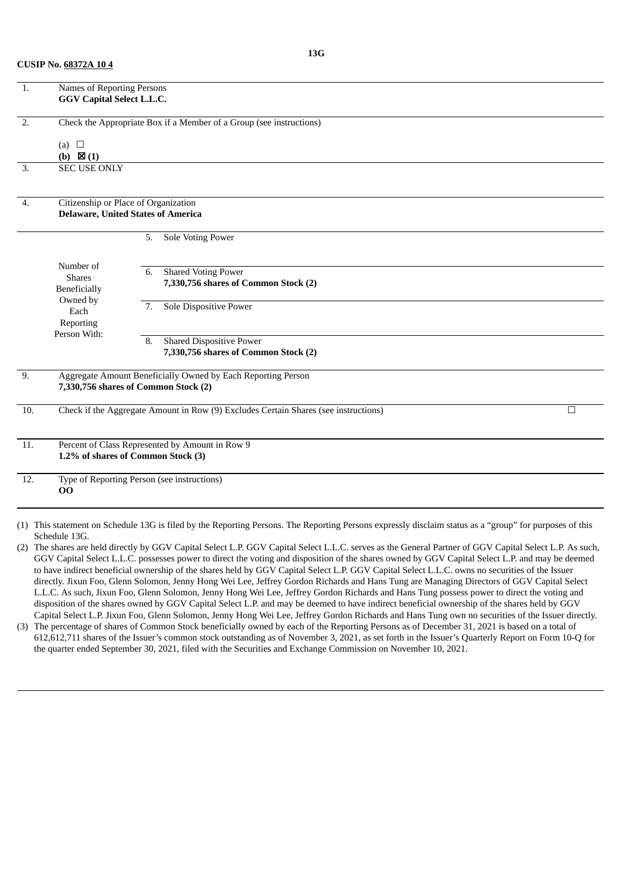**CUSIP No. 68372A 10 4**

**13G**

| | | | |
|---|---|---|---|
| 1. | Names of Reporting Persons<br>**GGV Capital Select L.L.C.** | | |
| 2. | Check the Appropriate Box if a Member of a Group (see instructions)<br><br>(a) ☐<br>**(b) ☒ (1)** | | |
| 3. | SEC USE ONLY | | |
| 4. | Citizenship or Place of Organization<br>**Delaware, United States of America** | | |
| Number of Shares Beneficially Owned by Each Reporting Person With: | | 5. | Sole Voting Power |
| | | 6. | Shared Voting Power<br>**7,330,756 shares of Common Stock (2)** |
| | | 7. | Sole Dispositive Power |
| | | 8. | Shared Dispositive Power<br>**7,330,756 shares of Common Stock (2)** |
| 9. | Aggregate Amount Beneficially Owned by Each Reporting Person<br>**7,330,756 shares of Common Stock (2)** | | |
| 10. | Check if the Aggregate Amount in Row (9) Excludes Certain Shares (see instructions) ☐ | | |
| 11. | Percent of Class Represented by Amount in Row 9<br>**1.2% of shares of Common Stock (3)** | | |
| 12. | Type of Reporting Person (see instructions)<br>**OO** | | |

(1) This statement on Schedule 13G is filed by the Reporting Persons. The Reporting Persons expressly disclaim status as a "group" for purposes of this Schedule 13G.

(2) The shares are held directly by GGV Capital Select L.P. GGV Capital Select L.L.C. serves as the General Partner of GGV Capital Select L.P. As such, GGV Capital Select L.L.C. possesses power to direct the voting and disposition of the shares owned by GGV Capital Select L.P. and may be deemed to have indirect beneficial ownership of the shares held by GGV Capital Select L.P. GGV Capital Select L.L.C. owns no securities of the Issuer directly. Jixun Foo, Glenn Solomon, Jenny Hong Wei Lee, Jeffrey Gordon Richards and Hans Tung are Managing Directors of GGV Capital Select L.L.C. As such, Jixun Foo, Glenn Solomon, Jenny Hong Wei Lee, Jeffrey Gordon Richards and Hans Tung possess power to direct the voting and disposition of the shares owned by GGV Capital Select L.P. and may be deemed to have indirect beneficial ownership of the shares held by GGV Capital Select L.P. Jixun Foo, Glenn Solomon, Jenny Hong Wei Lee, Jeffrey Gordon Richards and Hans Tung own no securities of the Issuer directly.

(3) The percentage of shares of Common Stock beneficially owned by each of the Reporting Persons as of December 31, 2021 is based on a total of 612,612,711 shares of the Issuer's common stock outstanding as of November 3, 2021, as set forth in the Issuer's Quarterly Report on Form 10-Q for the quarter ended September 30, 2021, filed with the Securities and Exchange Commission on November 10, 2021.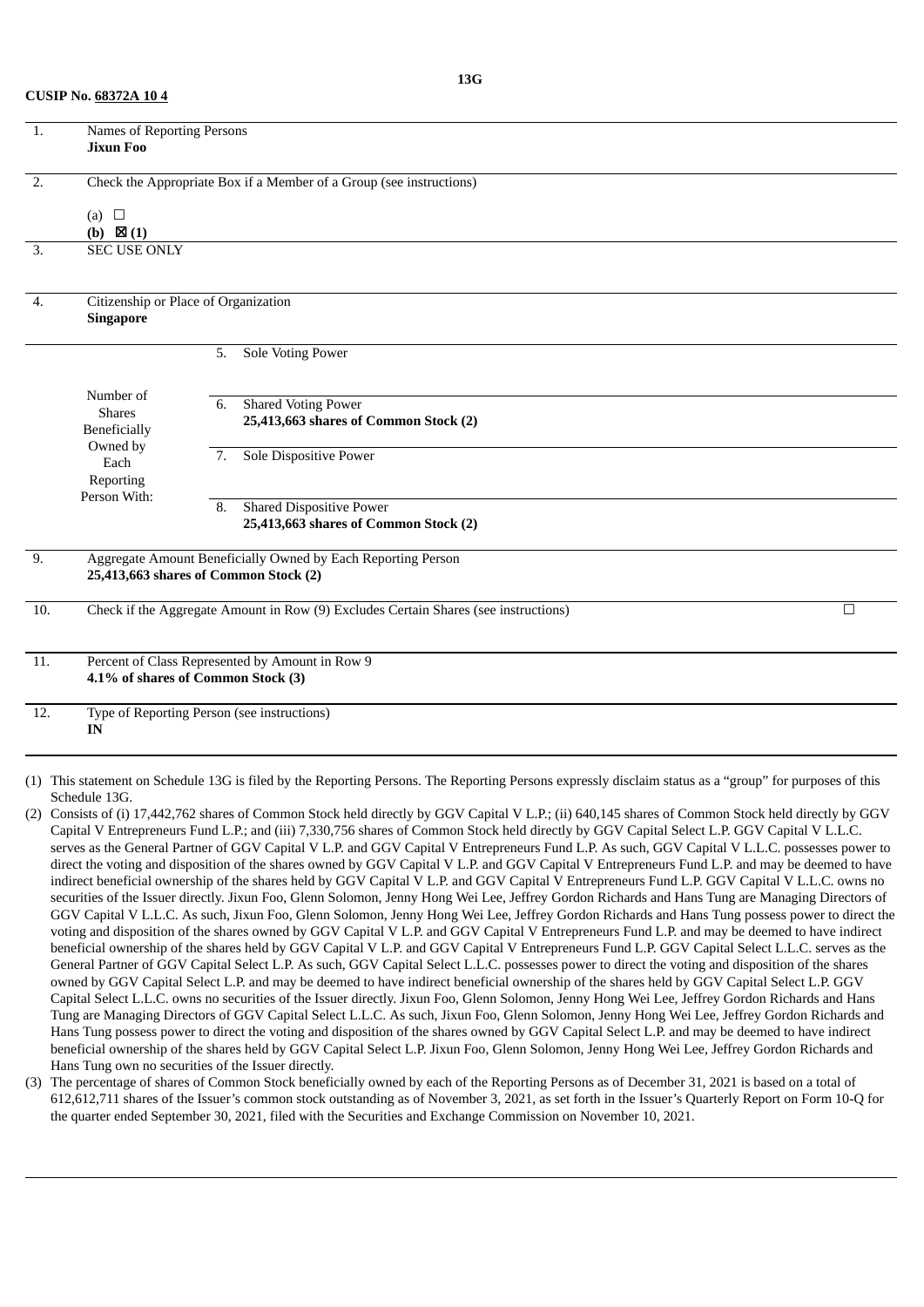**CUSIP No. 68372A 10 4**

**13G**

| | | | |
|---|---|---|---|
| 1. | Names of Reporting Persons<br>**Jixun Foo** | | |
| 2. | Check the Appropriate Box if a Member of a Group (see instructions)<br><br>(a) ☐<br>**(b) ☒ (1)** | | |
| 3. | SEC USE ONLY | | |
| 4. | Citizenship or Place of Organization<br>**Singapore** | | |
| Number of Shares Beneficially Owned by Each Reporting Person With: | | 5. | Sole Voting Power |
| | | 6. | Shared Voting Power<br>**25,413,663 shares of Common Stock (2)** |
| | | 7. | Sole Dispositive Power |
| | | 8. | Shared Dispositive Power<br>**25,413,663 shares of Common Stock (2)** |
| 9. | Aggregate Amount Beneficially Owned by Each Reporting Person<br>**25,413,663 shares of Common Stock (2)** | | |
| 10. | Check if the Aggregate Amount in Row (9) Excludes Certain Shares (see instructions) ☐ | | |
| 11. | Percent of Class Represented by Amount in Row 9<br>**4.1% of shares of Common Stock (3)** | | |
| 12. | Type of Reporting Person (see instructions)<br>**IN** | | |

(1) This statement on Schedule 13G is filed by the Reporting Persons. The Reporting Persons expressly disclaim status as a "group" for purposes of this Schedule 13G.

(2) Consists of (i) 17,442,762 shares of Common Stock held directly by GGV Capital V L.P.; (ii) 640,145 shares of Common Stock held directly by GGV Capital V Entrepreneurs Fund L.P.; and (iii) 7,330,756 shares of Common Stock held directly by GGV Capital Select L.P. GGV Capital V L.L.C. serves as the General Partner of GGV Capital V L.P. and GGV Capital V Entrepreneurs Fund L.P. As such, GGV Capital V L.L.C. possesses power to direct the voting and disposition of the shares owned by GGV Capital V L.P. and GGV Capital V Entrepreneurs Fund L.P. and may be deemed to have indirect beneficial ownership of the shares held by GGV Capital V L.P. and GGV Capital V Entrepreneurs Fund L.P. GGV Capital V L.L.C. owns no securities of the Issuer directly. Jixun Foo, Glenn Solomon, Jenny Hong Wei Lee, Jeffrey Gordon Richards and Hans Tung are Managing Directors of GGV Capital V L.L.C. As such, Jixun Foo, Glenn Solomon, Jenny Hong Wei Lee, Jeffrey Gordon Richards and Hans Tung possess power to direct the voting and disposition of the shares owned by GGV Capital V L.P. and GGV Capital V Entrepreneurs Fund L.P. and may be deemed to have indirect beneficial ownership of the shares held by GGV Capital V L.P. and GGV Capital V Entrepreneurs Fund L.P. GGV Capital Select L.L.C. serves as the General Partner of GGV Capital Select L.P. As such, GGV Capital Select L.L.C. possesses power to direct the voting and disposition of the shares owned by GGV Capital Select L.P. and may be deemed to have indirect beneficial ownership of the shares held by GGV Capital Select L.P. GGV Capital Select L.L.C. owns no securities of the Issuer directly. Jixun Foo, Glenn Solomon, Jenny Hong Wei Lee, Jeffrey Gordon Richards and Hans Tung are Managing Directors of GGV Capital Select L.L.C. As such, Jixun Foo, Glenn Solomon, Jenny Hong Wei Lee, Jeffrey Gordon Richards and Hans Tung possess power to direct the voting and disposition of the shares owned by GGV Capital Select L.P. and may be deemed to have indirect beneficial ownership of the shares held by GGV Capital Select L.P. Jixun Foo, Glenn Solomon, Jenny Hong Wei Lee, Jeffrey Gordon Richards and Hans Tung own no securities of the Issuer directly.

(3) The percentage of shares of Common Stock beneficially owned by each of the Reporting Persons as of December 31, 2021 is based on a total of 612,612,711 shares of the Issuer's common stock outstanding as of November 3, 2021, as set forth in the Issuer's Quarterly Report on Form 10-Q for the quarter ended September 30, 2021, filed with the Securities and Exchange Commission on November 10, 2021.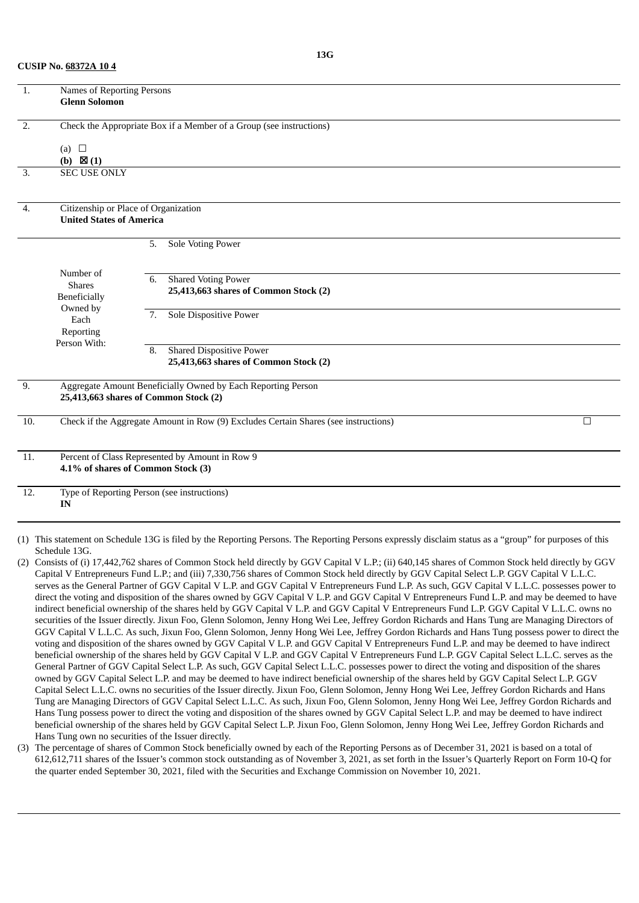**CUSIP No. 68372A 10 4**

**13G**

| | | | |
|---|---|---|---|
| 1. | Names of Reporting Persons<br>**Glenn Solomon** | | |
| 2. | Check the Appropriate Box if a Member of a Group (see instructions)<br><br>(a) ☐<br>**(b) ☒ (1)** | | |
| 3. | SEC USE ONLY | | |
| 4. | Citizenship or Place of Organization<br>**United States of America** | | |
| Number of Shares Beneficially Owned by Each Reporting Person With: | 5. | Sole Voting Power | |
| | 6. | Shared Voting Power<br>**25,413,663 shares of Common Stock (2)** | |
| | 7. | Sole Dispositive Power | |
| | 8. | Shared Dispositive Power<br>**25,413,663 shares of Common Stock (2)** | |
| 9. | Aggregate Amount Beneficially Owned by Each Reporting Person<br>**25,413,663 shares of Common Stock (2)** | | |
| 10. | Check if the Aggregate Amount in Row (9) Excludes Certain Shares (see instructions) | | ☐ |
| 11. | Percent of Class Represented by Amount in Row 9<br>**4.1% of shares of Common Stock (3)** | | |
| 12. | Type of Reporting Person (see instructions)<br>**IN** | | |

(1) This statement on Schedule 13G is filed by the Reporting Persons. The Reporting Persons expressly disclaim status as a "group" for purposes of this Schedule 13G.

(2) Consists of (i) 17,442,762 shares of Common Stock held directly by GGV Capital V L.P.; (ii) 640,145 shares of Common Stock held directly by GGV Capital V Entrepreneurs Fund L.P.; and (iii) 7,330,756 shares of Common Stock held directly by GGV Capital Select L.P. GGV Capital V L.L.C. serves as the General Partner of GGV Capital V L.P. and GGV Capital V Entrepreneurs Fund L.P. As such, GGV Capital V L.L.C. possesses power to direct the voting and disposition of the shares owned by GGV Capital V L.P. and GGV Capital V Entrepreneurs Fund L.P. and may be deemed to have indirect beneficial ownership of the shares held by GGV Capital V L.P. and GGV Capital V Entrepreneurs Fund L.P. GGV Capital V L.L.C. owns no securities of the Issuer directly. Jixun Foo, Glenn Solomon, Jenny Hong Wei Lee, Jeffrey Gordon Richards and Hans Tung are Managing Directors of GGV Capital V L.L.C. As such, Jixun Foo, Glenn Solomon, Jenny Hong Wei Lee, Jeffrey Gordon Richards and Hans Tung possess power to direct the voting and disposition of the shares owned by GGV Capital V L.P. and GGV Capital V Entrepreneurs Fund L.P. and may be deemed to have indirect beneficial ownership of the shares held by GGV Capital V L.P. and GGV Capital V Entrepreneurs Fund L.P. GGV Capital Select L.L.C. serves as the General Partner of GGV Capital Select L.P. As such, GGV Capital Select L.L.C. possesses power to direct the voting and disposition of the shares owned by GGV Capital Select L.P. and may be deemed to have indirect beneficial ownership of the shares held by GGV Capital Select L.P. GGV Capital Select L.L.C. owns no securities of the Issuer directly. Jixun Foo, Glenn Solomon, Jenny Hong Wei Lee, Jeffrey Gordon Richards and Hans Tung are Managing Directors of GGV Capital Select L.L.C. As such, Jixun Foo, Glenn Solomon, Jenny Hong Wei Lee, Jeffrey Gordon Richards and Hans Tung possess power to direct the voting and disposition of the shares owned by GGV Capital Select L.P. and may be deemed to have indirect beneficial ownership of the shares held by GGV Capital Select L.P. Jixun Foo, Glenn Solomon, Jenny Hong Wei Lee, Jeffrey Gordon Richards and Hans Tung own no securities of the Issuer directly.

(3) The percentage of shares of Common Stock beneficially owned by each of the Reporting Persons as of December 31, 2021 is based on a total of 612,612,711 shares of the Issuer's common stock outstanding as of November 3, 2021, as set forth in the Issuer's Quarterly Report on Form 10-Q for the quarter ended September 30, 2021, filed with the Securities and Exchange Commission on November 10, 2021.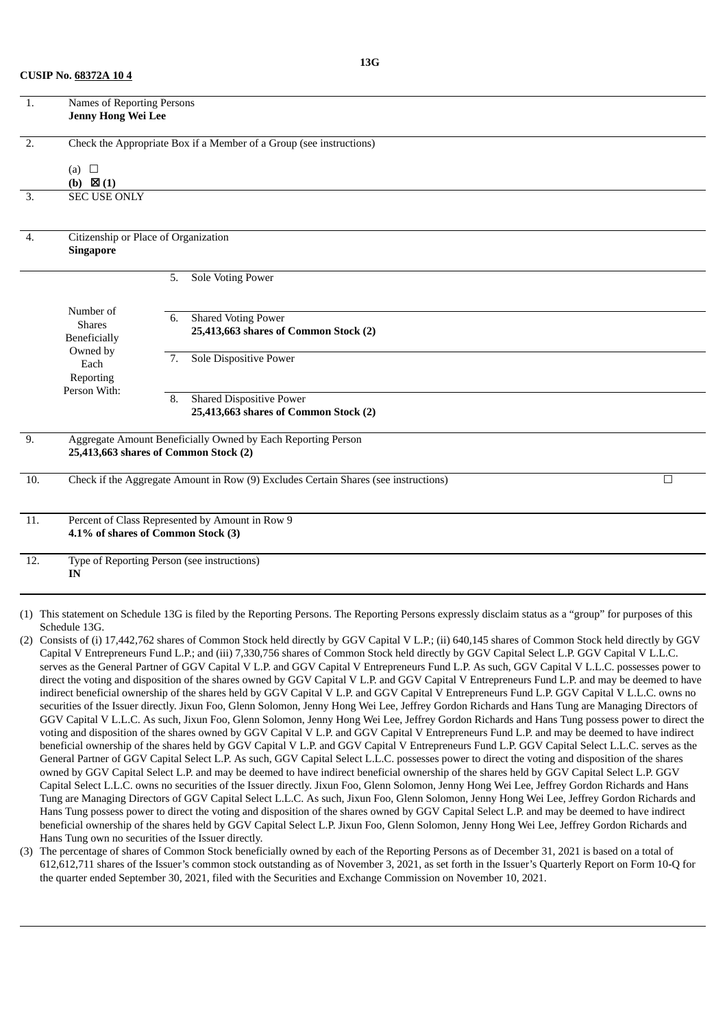**CUSIP No. 68372A 10 4**

**13G**

| | | | |
|---|---|---|---|
| 1. | Names of Reporting Persons<br>**Jenny Hong Wei Lee** | | |
| 2. | Check the Appropriate Box if a Member of a Group (see instructions)<br><br>(a) ☐<br>**(b) ☒ (1)** | | |
| 3. | SEC USE ONLY | | |
| 4. | Citizenship or Place of Organization<br>**Singapore** | | |
| Number of Shares Beneficially Owned by Each Reporting Person With: | | 5. | Sole Voting Power |
| | | 6. | Shared Voting Power<br>**25,413,663 shares of Common Stock (2)** |
| | | 7. | Sole Dispositive Power |
| | | 8. | Shared Dispositive Power<br>**25,413,663 shares of Common Stock (2)** |
| 9. | Aggregate Amount Beneficially Owned by Each Reporting Person<br>**25,413,663 shares of Common Stock (2)** | | |
| 10. | Check if the Aggregate Amount in Row (9) Excludes Certain Shares (see instructions) ☐ | | |
| 11. | Percent of Class Represented by Amount in Row 9<br>**4.1% of shares of Common Stock (3)** | | |
| 12. | Type of Reporting Person (see instructions)<br>**IN** | | |

(1) This statement on Schedule 13G is filed by the Reporting Persons. The Reporting Persons expressly disclaim status as a "group" for purposes of this Schedule 13G.

(2) Consists of (i) 17,442,762 shares of Common Stock held directly by GGV Capital V L.P.; (ii) 640,145 shares of Common Stock held directly by GGV Capital V Entrepreneurs Fund L.P.; and (iii) 7,330,756 shares of Common Stock held directly by GGV Capital Select L.P. GGV Capital V L.L.C. serves as the General Partner of GGV Capital V L.P. and GGV Capital V Entrepreneurs Fund L.P. As such, GGV Capital V L.L.C. possesses power to direct the voting and disposition of the shares owned by GGV Capital V L.P. and GGV Capital V Entrepreneurs Fund L.P. and may be deemed to have indirect beneficial ownership of the shares held by GGV Capital V L.P. and GGV Capital V Entrepreneurs Fund L.P. GGV Capital V L.L.C. owns no securities of the Issuer directly. Jixun Foo, Glenn Solomon, Jenny Hong Wei Lee, Jeffrey Gordon Richards and Hans Tung are Managing Directors of GGV Capital V L.L.C. As such, Jixun Foo, Glenn Solomon, Jenny Hong Wei Lee, Jeffrey Gordon Richards and Hans Tung possess power to direct the voting and disposition of the shares owned by GGV Capital V L.P. and GGV Capital V Entrepreneurs Fund L.P. and may be deemed to have indirect beneficial ownership of the shares held by GGV Capital V L.P. and GGV Capital V Entrepreneurs Fund L.P. GGV Capital Select L.L.C. serves as the General Partner of GGV Capital Select L.P. As such, GGV Capital Select L.L.C. possesses power to direct the voting and disposition of the shares owned by GGV Capital Select L.P. and may be deemed to have indirect beneficial ownership of the shares held by GGV Capital Select L.P. GGV Capital Select L.L.C. owns no securities of the Issuer directly. Jixun Foo, Glenn Solomon, Jenny Hong Wei Lee, Jeffrey Gordon Richards and Hans Tung are Managing Directors of GGV Capital Select L.L.C. As such, Jixun Foo, Glenn Solomon, Jenny Hong Wei Lee, Jeffrey Gordon Richards and Hans Tung possess power to direct the voting and disposition of the shares owned by GGV Capital Select L.P. and may be deemed to have indirect beneficial ownership of the shares held by GGV Capital Select L.P. Jixun Foo, Glenn Solomon, Jenny Hong Wei Lee, Jeffrey Gordon Richards and Hans Tung own no securities of the Issuer directly.

(3) The percentage of shares of Common Stock beneficially owned by each of the Reporting Persons as of December 31, 2021 is based on a total of 612,612,711 shares of the Issuer's common stock outstanding as of November 3, 2021, as set forth in the Issuer's Quarterly Report on Form 10-Q for the quarter ended September 30, 2021, filed with the Securities and Exchange Commission on November 10, 2021.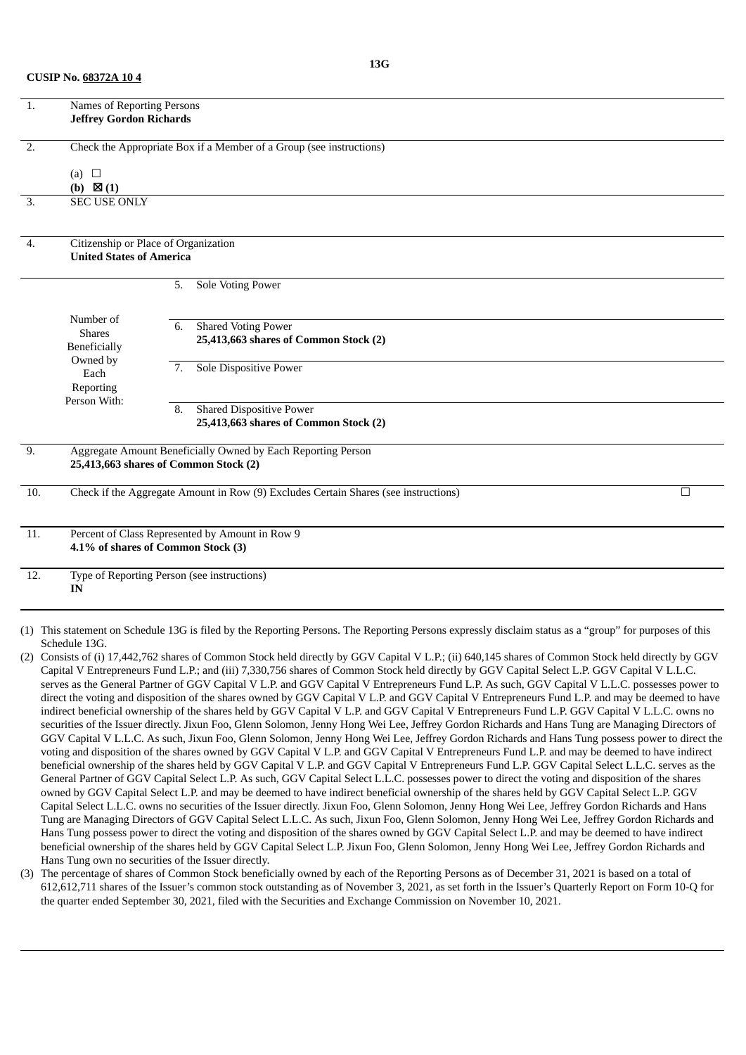**13G**

**CUSIP No. 68372A 10 4**

| | | | |
|---|---|---|---|
| 1. | Names of Reporting Persons<br>**Jeffrey Gordon Richards** | | |
| 2. | Check the Appropriate Box if a Member of a Group (see instructions)<br><br>(a) ☐<br>**(b) ☒ (1)** | | |
| 3. | SEC USE ONLY | | |
| 4. | Citizenship or Place of Organization<br>**United States of America** | | |
| Number of Shares Beneficially Owned by Each Reporting Person With: | | 5. | Sole Voting Power |
| | | 6. | Shared Voting Power<br>**25,413,663 shares of Common Stock (2)** |
| | | 7. | Sole Dispositive Power |
| | | 8. | Shared Dispositive Power<br>**25,413,663 shares of Common Stock (2)** |
| 9. | Aggregate Amount Beneficially Owned by Each Reporting Person<br>**25,413,663 shares of Common Stock (2)** | | |
| 10. | Check if the Aggregate Amount in Row (9) Excludes Certain Shares (see instructions) ☐ | | |
| 11. | Percent of Class Represented by Amount in Row 9<br>**4.1% of shares of Common Stock (3)** | | |
| 12. | Type of Reporting Person (see instructions)<br>**IN** | | |

(1) This statement on Schedule 13G is filed by the Reporting Persons. The Reporting Persons expressly disclaim status as a "group" for purposes of this Schedule 13G.

(2) Consists of (i) 17,442,762 shares of Common Stock held directly by GGV Capital V L.P.; (ii) 640,145 shares of Common Stock held directly by GGV Capital V Entrepreneurs Fund L.P.; and (iii) 7,330,756 shares of Common Stock held directly by GGV Capital Select L.P. GGV Capital V L.L.C. serves as the General Partner of GGV Capital V L.P. and GGV Capital V Entrepreneurs Fund L.P. As such, GGV Capital V L.L.C. possesses power to direct the voting and disposition of the shares owned by GGV Capital V L.P. and GGV Capital V Entrepreneurs Fund L.P. and may be deemed to have indirect beneficial ownership of the shares held by GGV Capital V L.P. and GGV Capital V Entrepreneurs Fund L.P. GGV Capital V L.L.C. owns no securities of the Issuer directly. Jixun Foo, Glenn Solomon, Jenny Hong Wei Lee, Jeffrey Gordon Richards and Hans Tung are Managing Directors of GGV Capital V L.L.C. As such, Jixun Foo, Glenn Solomon, Jenny Hong Wei Lee, Jeffrey Gordon Richards and Hans Tung possess power to direct the voting and disposition of the shares owned by GGV Capital V L.P. and GGV Capital V Entrepreneurs Fund L.P. and may be deemed to have indirect beneficial ownership of the shares held by GGV Capital V L.P. and GGV Capital V Entrepreneurs Fund L.P. GGV Capital Select L.L.C. serves as the General Partner of GGV Capital Select L.P. As such, GGV Capital Select L.L.C. possesses power to direct the voting and disposition of the shares owned by GGV Capital Select L.P. and may be deemed to have indirect beneficial ownership of the shares held by GGV Capital Select L.P. GGV Capital Select L.L.C. owns no securities of the Issuer directly. Jixun Foo, Glenn Solomon, Jenny Hong Wei Lee, Jeffrey Gordon Richards and Hans Tung are Managing Directors of GGV Capital Select L.L.C. As such, Jixun Foo, Glenn Solomon, Jenny Hong Wei Lee, Jeffrey Gordon Richards and Hans Tung possess power to direct the voting and disposition of the shares owned by GGV Capital Select L.P. and may be deemed to have indirect beneficial ownership of the shares held by GGV Capital Select L.P. Jixun Foo, Glenn Solomon, Jenny Hong Wei Lee, Jeffrey Gordon Richards and Hans Tung own no securities of the Issuer directly.

(3) The percentage of shares of Common Stock beneficially owned by each of the Reporting Persons as of December 31, 2021 is based on a total of 612,612,711 shares of the Issuer's common stock outstanding as of November 3, 2021, as set forth in the Issuer's Quarterly Report on Form 10-Q for the quarter ended September 30, 2021, filed with the Securities and Exchange Commission on November 10, 2021.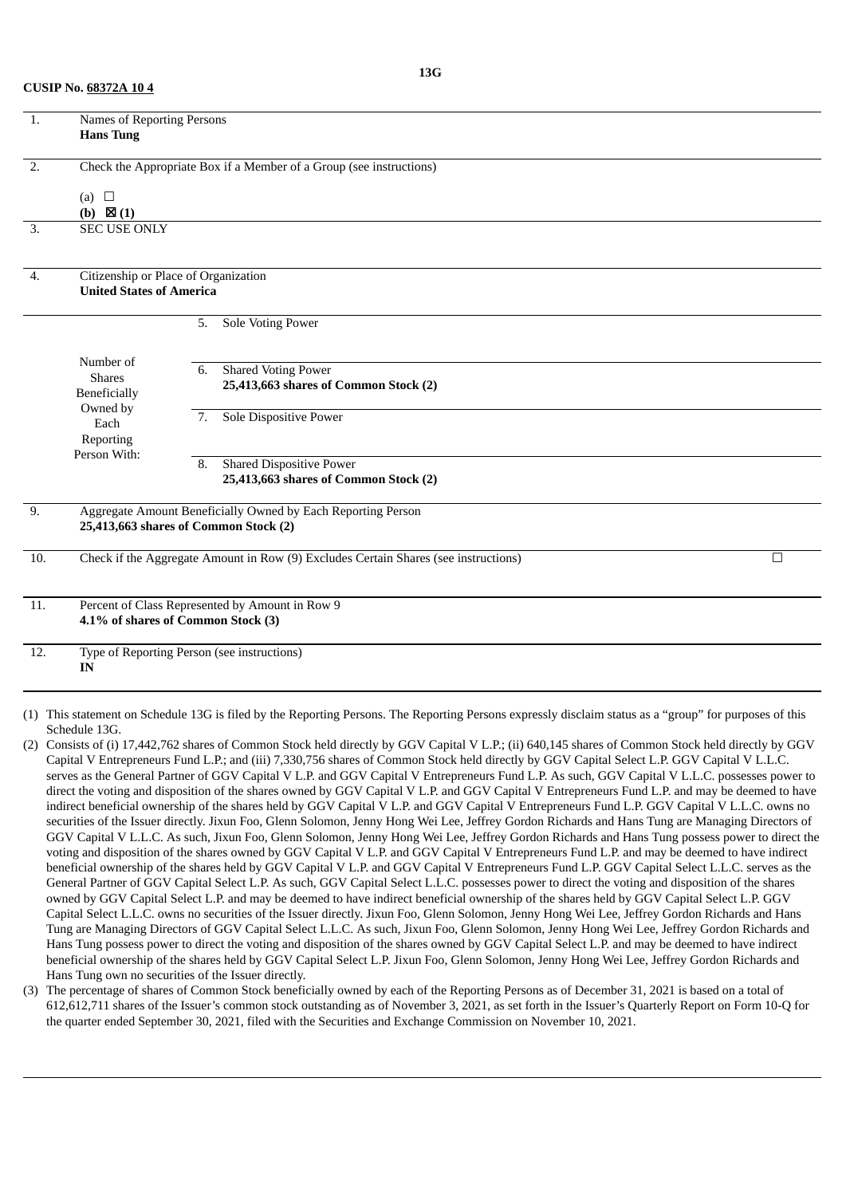**CUSIP No. 68372A 10 4**

**13G**

| | | | |
|---|---|---|---|
| 1. | Names of Reporting Persons<br>**Hans Tung** | | |
| 2. | Check the Appropriate Box if a Member of a Group (see instructions)<br><br>(a) ☐<br>**(b) ☒ (1)** | | |
| 3. | SEC USE ONLY | | |
| 4. | Citizenship or Place of Organization<br>**United States of America** | | |
| Number of Shares Beneficially Owned by Each Reporting Person With: | | 5. | Sole Voting Power |
| | | 6. | Shared Voting Power<br>**25,413,663 shares of Common Stock (2)** |
| | | 7. | Sole Dispositive Power |
| | | 8. | Shared Dispositive Power<br>**25,413,663 shares of Common Stock (2)** |
| 9. | Aggregate Amount Beneficially Owned by Each Reporting Person<br>**25,413,663 shares of Common Stock (2)** | | |
| 10. | Check if the Aggregate Amount in Row (9) Excludes Certain Shares (see instructions) ☐ | | |
| 11. | Percent of Class Represented by Amount in Row 9<br>**4.1% of shares of Common Stock (3)** | | |
| 12. | Type of Reporting Person (see instructions)<br>**IN** | | |

(1) This statement on Schedule 13G is filed by the Reporting Persons. The Reporting Persons expressly disclaim status as a "group" for purposes of this Schedule 13G.

(2) Consists of (i) 17,442,762 shares of Common Stock held directly by GGV Capital V L.P.; (ii) 640,145 shares of Common Stock held directly by GGV Capital V Entrepreneurs Fund L.P.; and (iii) 7,330,756 shares of Common Stock held directly by GGV Capital Select L.P. GGV Capital V L.L.C. serves as the General Partner of GGV Capital V L.P. and GGV Capital V Entrepreneurs Fund L.P. As such, GGV Capital V L.L.C. possesses power to direct the voting and disposition of the shares owned by GGV Capital V L.P. and GGV Capital V Entrepreneurs Fund L.P. and may be deemed to have indirect beneficial ownership of the shares held by GGV Capital V L.P. and GGV Capital V Entrepreneurs Fund L.P. GGV Capital V L.L.C. owns no securities of the Issuer directly. Jixun Foo, Glenn Solomon, Jenny Hong Wei Lee, Jeffrey Gordon Richards and Hans Tung are Managing Directors of GGV Capital V L.L.C. As such, Jixun Foo, Glenn Solomon, Jenny Hong Wei Lee, Jeffrey Gordon Richards and Hans Tung possess power to direct the voting and disposition of the shares owned by GGV Capital V L.P. and GGV Capital V Entrepreneurs Fund L.P. and may be deemed to have indirect beneficial ownership of the shares held by GGV Capital V L.P. and GGV Capital V Entrepreneurs Fund L.P. GGV Capital Select L.L.C. serves as the General Partner of GGV Capital Select L.P. As such, GGV Capital Select L.L.C. possesses power to direct the voting and disposition of the shares owned by GGV Capital Select L.P. and may be deemed to have indirect beneficial ownership of the shares held by GGV Capital Select L.P. GGV Capital Select L.L.C. owns no securities of the Issuer directly. Jixun Foo, Glenn Solomon, Jenny Hong Wei Lee, Jeffrey Gordon Richards and Hans Tung are Managing Directors of GGV Capital Select L.L.C. As such, Jixun Foo, Glenn Solomon, Jenny Hong Wei Lee, Jeffrey Gordon Richards and Hans Tung possess power to direct the voting and disposition of the shares owned by GGV Capital Select L.P. and may be deemed to have indirect beneficial ownership of the shares held by GGV Capital Select L.P. Jixun Foo, Glenn Solomon, Jenny Hong Wei Lee, Jeffrey Gordon Richards and Hans Tung own no securities of the Issuer directly.

(3) The percentage of shares of Common Stock beneficially owned by each of the Reporting Persons as of December 31, 2021 is based on a total of 612,612,711 shares of the Issuer's common stock outstanding as of November 3, 2021, as set forth in the Issuer's Quarterly Report on Form 10-Q for the quarter ended September 30, 2021, filed with the Securities and Exchange Commission on November 10, 2021.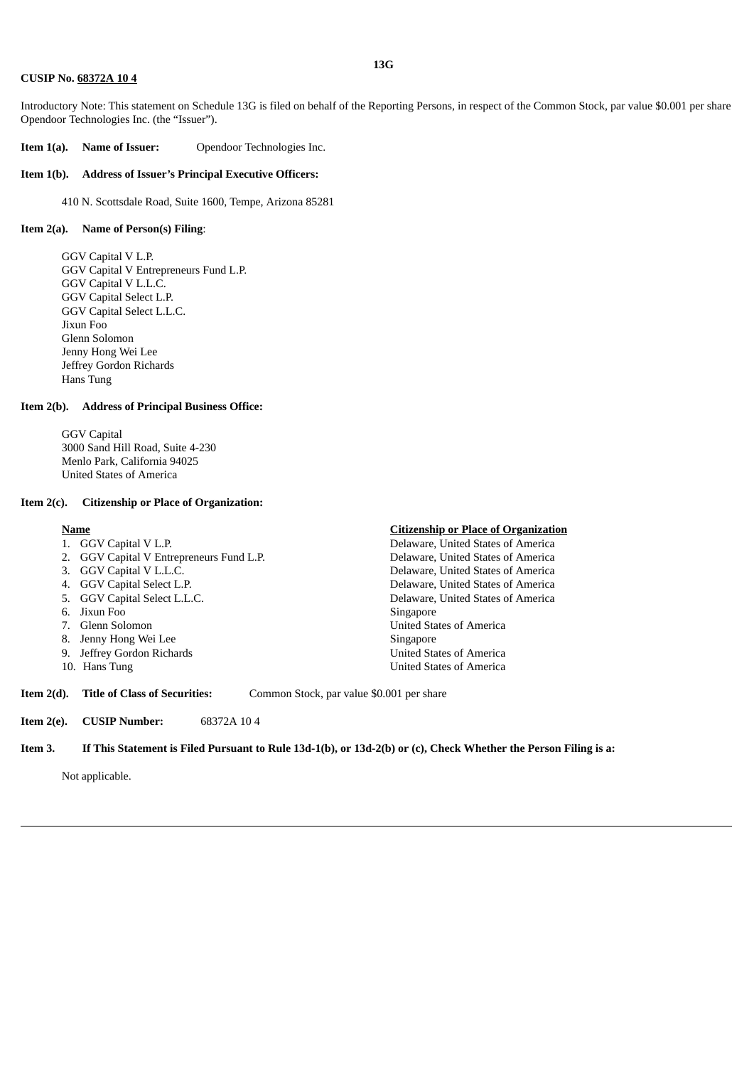**CUSIP No. 68372A 10 4**

**13G**

Introductory Note: This statement on Schedule 13G is filed on behalf of the Reporting Persons, in respect of the Common Stock, par value $0.001 per share Opendoor Technologies Inc. (the "Issuer").

**Item 1(a). Name of Issuer:** Opendoor Technologies Inc.

**Item 1(b). Address of Issuer's Principal Executive Officers:**

410 N. Scottsdale Road, Suite 1600, Tempe, Arizona 85281

**Item 2(a). Name of Person(s) Filing**:

GGV Capital V L.P.
GGV Capital V Entrepreneurs Fund L.P.
GGV Capital V L.L.C.
GGV Capital Select L.P.
GGV Capital Select L.L.C.
Jixun Foo
Glenn Solomon
Jenny Hong Wei Lee
Jeffrey Gordon Richards
Hans Tung

**Item 2(b). Address of Principal Business Office:**

GGV Capital
3000 Sand Hill Road, Suite 4-230
Menlo Park, California 94025
United States of America

**Item 2(c). Citizenship or Place of Organization:**

| Name | Citizenship or Place of Organization |
|---|---|
| 1. GGV Capital V L.P. | Delaware, United States of America |
| 2. GGV Capital V Entrepreneurs Fund L.P. | Delaware, United States of America |
| 3. GGV Capital V L.L.C. | Delaware, United States of America |
| 4. GGV Capital Select L.P. | Delaware, United States of America |
| 5. GGV Capital Select L.L.C. | Delaware, United States of America |
| 6. Jixun Foo | Singapore |
| 7. Glenn Solomon | United States of America |
| 8. Jenny Hong Wei Lee | Singapore |
| 9. Jeffrey Gordon Richards | United States of America |
| 10. Hans Tung | United States of America |

**Item 2(d). Title of Class of Securities:** Common Stock, par value $0.001 per share

**Item 2(e). CUSIP Number:** 68372A 10 4

**Item 3. If This Statement is Filed Pursuant to Rule 13d-1(b), or 13d-2(b) or (c), Check Whether the Person Filing is a:**

Not applicable.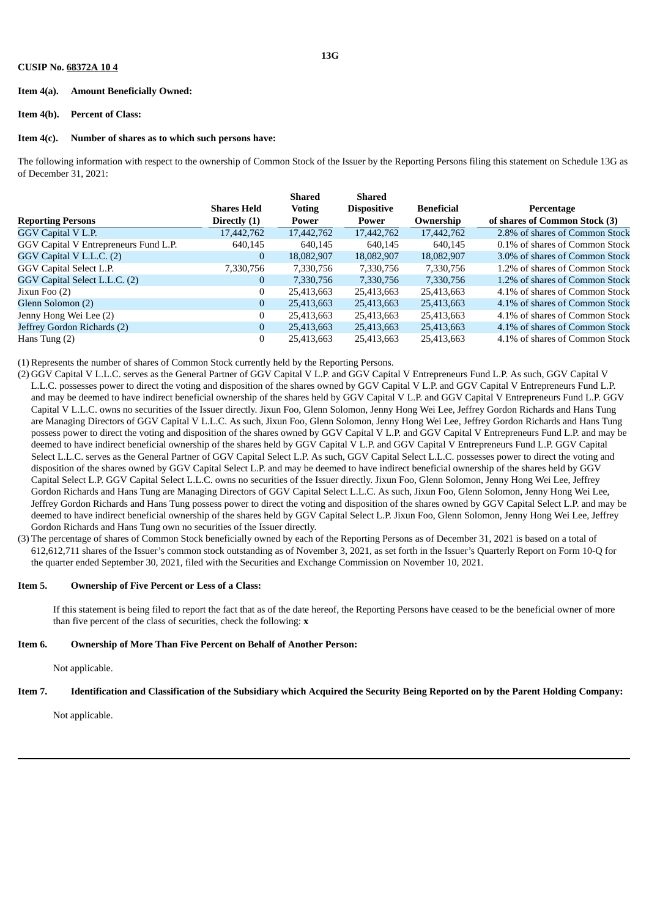**CUSIP No. 68372A 10 4**

**Item 4(a). Amount Beneficially Owned:**

**Item 4(b). Percent of Class:**

**Item 4(c). Number of shares as to which such persons have:**

The following information with respect to the ownership of Common Stock of the Issuer by the Reporting Persons filing this statement on Schedule 13G as of December 31, 2021:

| Reporting Persons | Shares Held Directly (1) | Shared Voting Power | Shared Dispositive Power | Beneficial Ownership | Percentage of shares of Common Stock (3) |
|---|---|---|---|---|---|
| GGV Capital V L.P. | 17,442,762 | 17,442,762 | 17,442,762 | 17,442,762 | 2.8% of shares of Common Stock |
| GGV Capital V Entrepreneurs Fund L.P. | 640,145 | 640,145 | 640,145 | 640,145 | 0.1% of shares of Common Stock |
| GGV Capital V L.L.C. (2) | 0 | 18,082,907 | 18,082,907 | 18,082,907 | 3.0% of shares of Common Stock |
| GGV Capital Select L.P. | 7,330,756 | 7,330,756 | 7,330,756 | 7,330,756 | 1.2% of shares of Common Stock |
| GGV Capital Select L.L.C. (2) | 0 | 7,330,756 | 7,330,756 | 7,330,756 | 1.2% of shares of Common Stock |
| Jixun Foo (2) | 0 | 25,413,663 | 25,413,663 | 25,413,663 | 4.1% of shares of Common Stock |
| Glenn Solomon (2) | 0 | 25,413,663 | 25,413,663 | 25,413,663 | 4.1% of shares of Common Stock |
| Jenny Hong Wei Lee (2) | 0 | 25,413,663 | 25,413,663 | 25,413,663 | 4.1% of shares of Common Stock |
| Jeffrey Gordon Richards (2) | 0 | 25,413,663 | 25,413,663 | 25,413,663 | 4.1% of shares of Common Stock |
| Hans Tung (2) | 0 | 25,413,663 | 25,413,663 | 25,413,663 | 4.1% of shares of Common Stock |

(1) Represents the number of shares of Common Stock currently held by the Reporting Persons.

(2) GGV Capital V L.L.C. serves as the General Partner of GGV Capital V L.P. and GGV Capital V Entrepreneurs Fund L.P. As such, GGV Capital V L.L.C. possesses power to direct the voting and disposition of the shares owned by GGV Capital V L.P. and GGV Capital V Entrepreneurs Fund L.P. and may be deemed to have indirect beneficial ownership of the shares held by GGV Capital V L.P. and GGV Capital V Entrepreneurs Fund L.P. GGV Capital V L.L.C. owns no securities of the Issuer directly. Jixun Foo, Glenn Solomon, Jenny Hong Wei Lee, Jeffrey Gordon Richards and Hans Tung are Managing Directors of GGV Capital V L.L.C. As such, Jixun Foo, Glenn Solomon, Jenny Hong Wei Lee, Jeffrey Gordon Richards and Hans Tung possess power to direct the voting and disposition of the shares owned by GGV Capital V L.P. and GGV Capital V Entrepreneurs Fund L.P. and may be deemed to have indirect beneficial ownership of the shares held by GGV Capital V L.P. and GGV Capital V Entrepreneurs Fund L.P. GGV Capital Select L.L.C. serves as the General Partner of GGV Capital Select L.P. As such, GGV Capital Select L.L.C. possesses power to direct the voting and disposition of the shares owned by GGV Capital Select L.P. and may be deemed to have indirect beneficial ownership of the shares held by GGV Capital Select L.P. GGV Capital Select L.L.C. owns no securities of the Issuer directly. Jixun Foo, Glenn Solomon, Jenny Hong Wei Lee, Jeffrey Gordon Richards and Hans Tung are Managing Directors of GGV Capital Select L.L.C. As such, Jixun Foo, Glenn Solomon, Jenny Hong Wei Lee, Jeffrey Gordon Richards and Hans Tung possess power to direct the voting and disposition of the shares owned by GGV Capital Select L.P. and may be deemed to have indirect beneficial ownership of the shares held by GGV Capital Select L.P. Jixun Foo, Glenn Solomon, Jenny Hong Wei Lee, Jeffrey Gordon Richards and Hans Tung own no securities of the Issuer directly.

(3) The percentage of shares of Common Stock beneficially owned by each of the Reporting Persons as of December 31, 2021 is based on a total of 612,612,711 shares of the Issuer's common stock outstanding as of November 3, 2021, as set forth in the Issuer's Quarterly Report on Form 10-Q for the quarter ended September 30, 2021, filed with the Securities and Exchange Commission on November 10, 2021.

**Item 5. Ownership of Five Percent or Less of a Class:**

If this statement is being filed to report the fact that as of the date hereof, the Reporting Persons have ceased to be the beneficial owner of more than five percent of the class of securities, check the following: **x**

**Item 6. Ownership of More Than Five Percent on Behalf of Another Person:**

Not applicable.

**Item 7. Identification and Classification of the Subsidiary which Acquired the Security Being Reported on by the Parent Holding Company:**

Not applicable.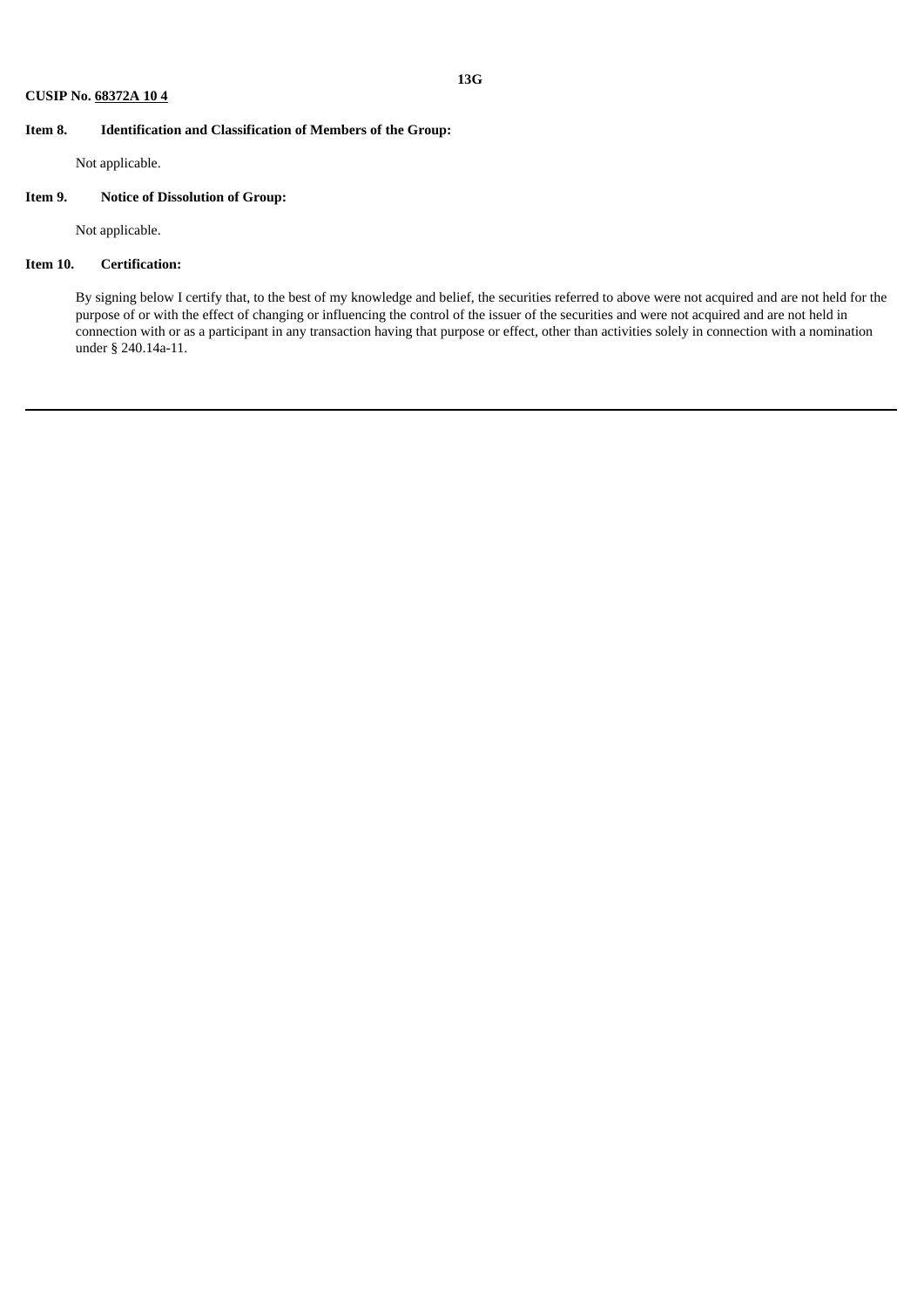**CUSIP No. 68372A 10 4**

**13G**

**Item 8. Identification and Classification of Members of the Group:**

Not applicable.

**Item 9. Notice of Dissolution of Group:**

Not applicable.

**Item 10. Certification:**

By signing below I certify that, to the best of my knowledge and belief, the securities referred to above were not acquired and are not held for the purpose of or with the effect of changing or influencing the control of the issuer of the securities and were not acquired and are not held in connection with or as a participant in any transaction having that purpose or effect, other than activities solely in connection with a nomination under § 240.14a-11.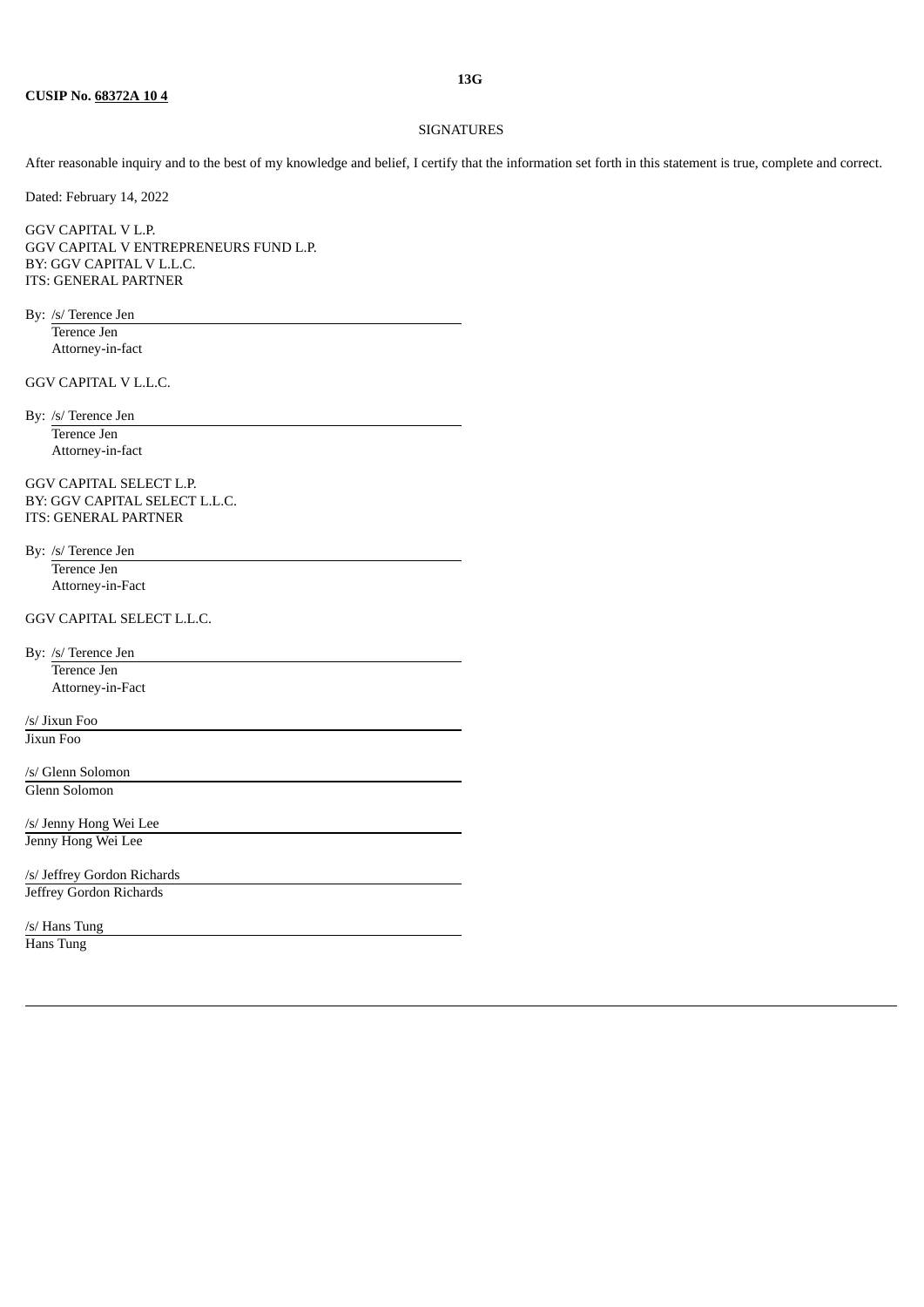**CUSIP No. 68372A 10 4**

**13G**

SIGNATURES

After reasonable inquiry and to the best of my knowledge and belief, I certify that the information set forth in this statement is true, complete and correct.

Dated: February 14, 2022

GGV CAPITAL V L.P.
GGV CAPITAL V ENTREPRENEURS FUND L.P.
BY: GGV CAPITAL V L.L.C.
ITS: GENERAL PARTNER

By: /s/ Terence Jen
Terence Jen
Attorney-in-fact

GGV CAPITAL V L.L.C.

By: /s/ Terence Jen
Terence Jen
Attorney-in-fact

GGV CAPITAL SELECT L.P.
BY: GGV CAPITAL SELECT L.L.C.
ITS: GENERAL PARTNER

By: /s/ Terence Jen
Terence Jen
Attorney-in-Fact

GGV CAPITAL SELECT L.L.C.

By: /s/ Terence Jen
Terence Jen
Attorney-in-Fact

/s/ Jixun Foo
Jixun Foo

/s/ Glenn Solomon
Glenn Solomon

/s/ Jenny Hong Wei Lee
Jenny Hong Wei Lee

/s/ Jeffrey Gordon Richards
Jeffrey Gordon Richards

/s/ Hans Tung
Hans Tung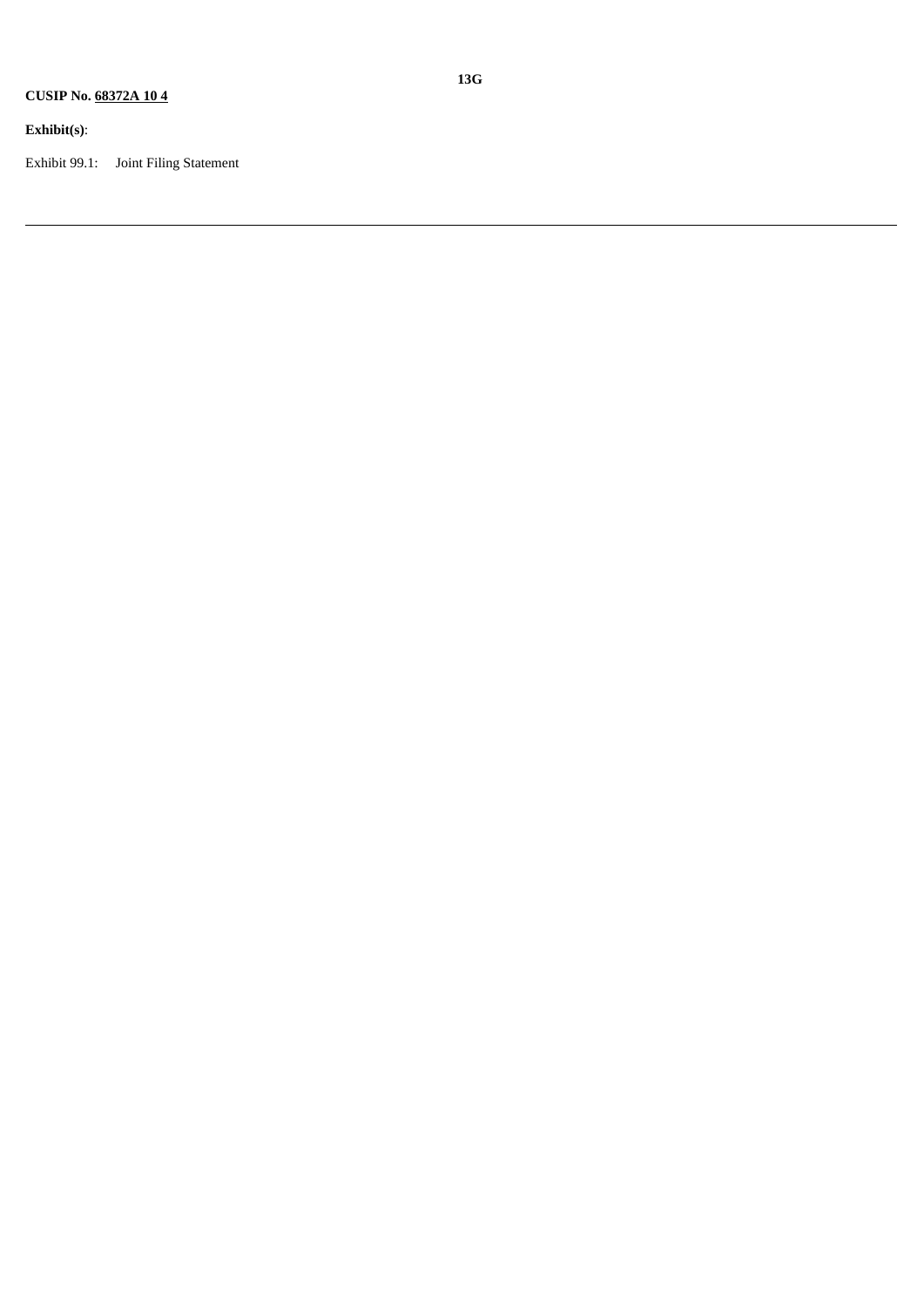**CUSIP No. 68372A 10 4**

**13G**

**Exhibit(s)**:

Exhibit 99.1: Joint Filing Statement

---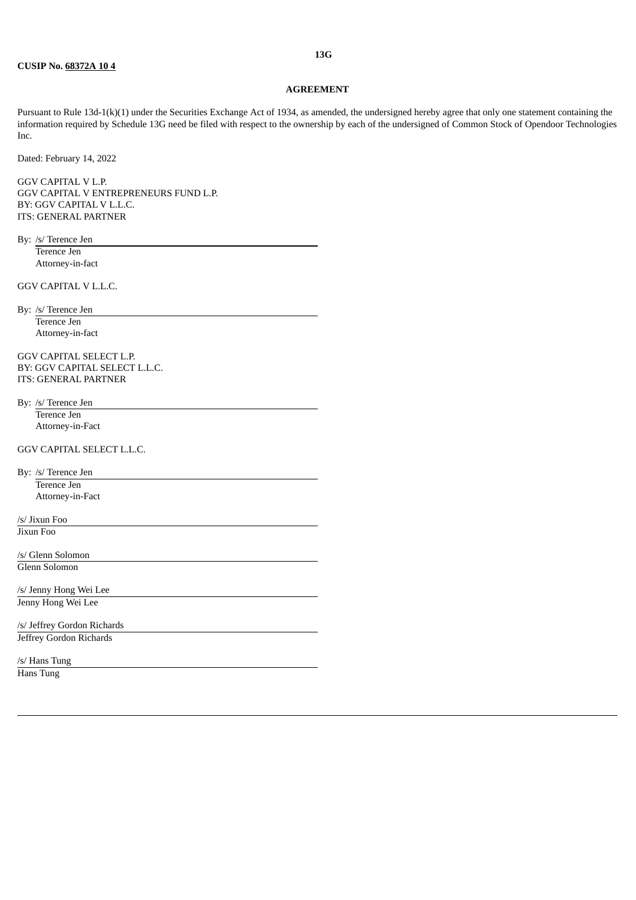**CUSIP No. 68372A 10 4**

**13G**

**AGREEMENT**

Pursuant to Rule 13d-1(k)(1) under the Securities Exchange Act of 1934, as amended, the undersigned hereby agree that only one statement containing the information required by Schedule 13G need be filed with respect to the ownership by each of the undersigned of Common Stock of Opendoor Technologies Inc.

Dated: February 14, 2022

GGV CAPITAL V L.P.
GGV CAPITAL V ENTREPRENEURS FUND L.P.
BY: GGV CAPITAL V L.L.C.
ITS: GENERAL PARTNER

By: /s/ Terence Jen
Terence Jen
Attorney-in-fact

GGV CAPITAL V L.L.C.

By: /s/ Terence Jen
Terence Jen
Attorney-in-fact

GGV CAPITAL SELECT L.P.
BY: GGV CAPITAL SELECT L.L.C.
ITS: GENERAL PARTNER

By: /s/ Terence Jen
Terence Jen
Attorney-in-Fact

GGV CAPITAL SELECT L.L.C.

By: /s/ Terence Jen
Terence Jen
Attorney-in-Fact

/s/ Jixun Foo
Jixun Foo

/s/ Glenn Solomon
Glenn Solomon

/s/ Jenny Hong Wei Lee
Jenny Hong Wei Lee

/s/ Jeffrey Gordon Richards
Jeffrey Gordon Richards

/s/ Hans Tung
Hans Tung